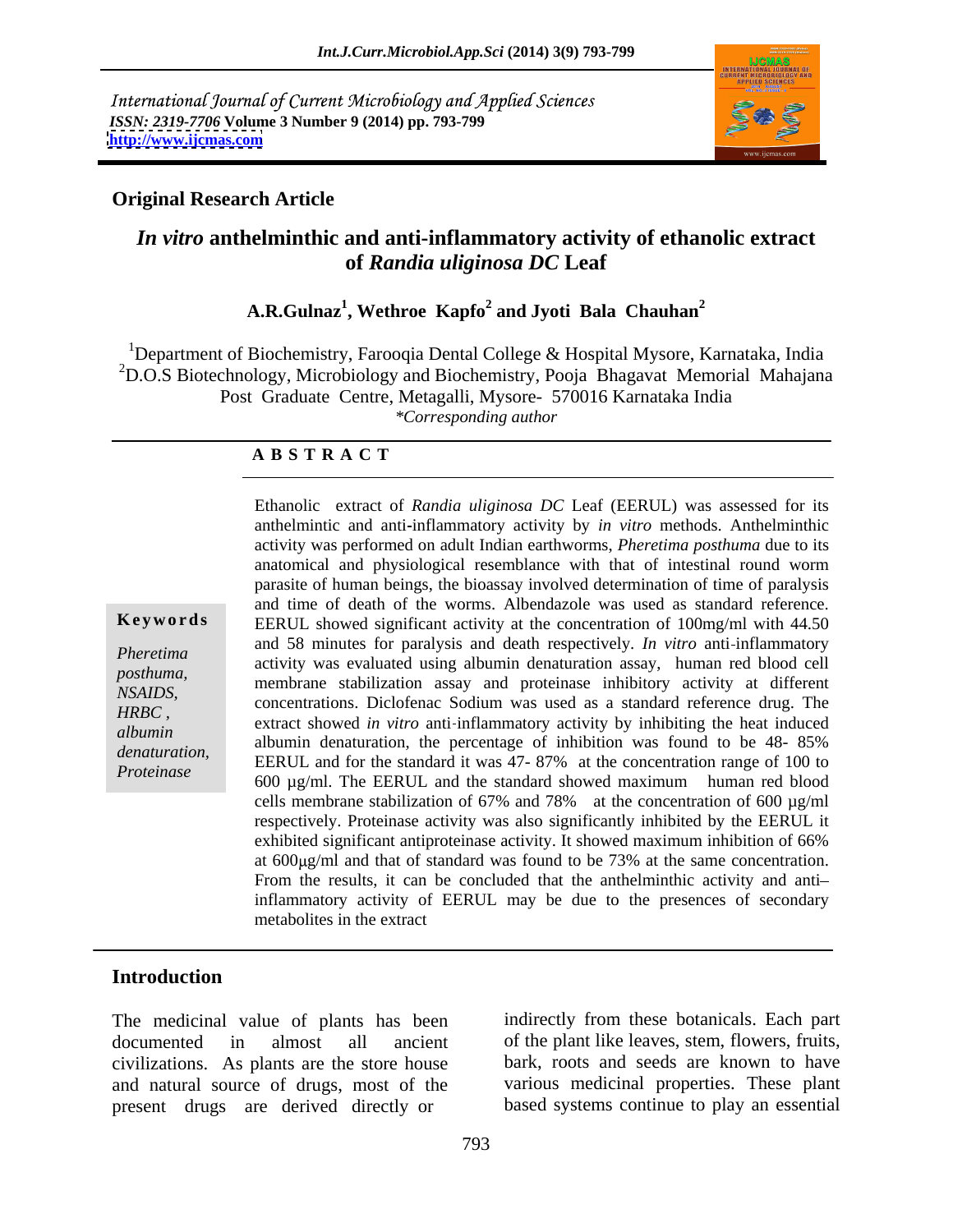International Journal of Current Microbiology and Applied Sciences
*ISSN: 2319-7706* **Volume 3 Number 9 (2014) pp. 793-799**
**http://www.ijcmas.com**

**Original Research Article**

# *In vitro* anthelminthic and anti-inflammatory activity of ethanolic extract of *Randia uliginosa DC* Leaf

**A.R.Gulnaz[1], Wethroe Kapfo[2] and Jyoti Bala Chauhan[2]**

[1]Department of Biochemistry, Farooqia Dental College & Hospital Mysore, Karnataka, India
[2]D.O.S Biotechnology, Microbiology and Biochemistry, Pooja Bhagavat Memorial Mahajana Post Graduate Centre, Metagalli, Mysore- 570016 Karnataka India
*\*Corresponding author*

## ABSTRACT

**Keywords**

*Pheretima posthuma, NSAIDS, HRBC , albumin denaturation, Proteinase*

Ethanolic extract of *Randia uliginosa DC* Leaf (EERUL) was assessed for its anthelmintic and anti-inflammatory activity by *in vitro* methods. Anthelminthic activity was performed on adult Indian earthworms, *Pheretima posthuma* due to its anatomical and physiological resemblance with that of intestinal round worm parasite of human beings, the bioassay involved determination of time of paralysis and time of death of the worms. Albendazole was used as standard reference. EERUL showed significant activity at the concentration of 100mg/ml with 44.50 and 58 minutes for paralysis and death respectively. *In vitro* anti-inflammatory activity was evaluated using albumin denaturation assay, human red blood cell membrane stabilization assay and proteinase inhibitory activity at different concentrations. Diclofenac Sodium was used as a standard reference drug. The extract showed *in vitro* anti-inflammatory activity by inhibiting the heat induced albumin denaturation, the percentage of inhibition was found to be 48- 85% EERUL and for the standard it was 47- 87% at the concentration range of 100 to 600 µg/ml. The EERUL and the standard showed maximum human red blood cells membrane stabilization of 67% and 78% at the concentration of 600 µg/ml respectively. Proteinase activity was also significantly inhibited by the EERUL it exhibited significant antiproteinase activity. It showed maximum inhibition of 66% at 600µg/ml and that of standard was found to be 73% at the same concentration. From the results, it can be concluded that the anthelminthic activity and anti–inflammatory activity of EERUL may be due to the presences of secondary metabolites in the extract

## Introduction

The medicinal value of plants has been documented in almost all ancient civilizations. As plants are the store house and natural source of drugs, most of the present drugs are derived directly or indirectly from these botanicals. Each part of the plant like leaves, stem, flowers, fruits, bark, roots and seeds are known to have various medicinal properties. These plant based systems continue to play an essential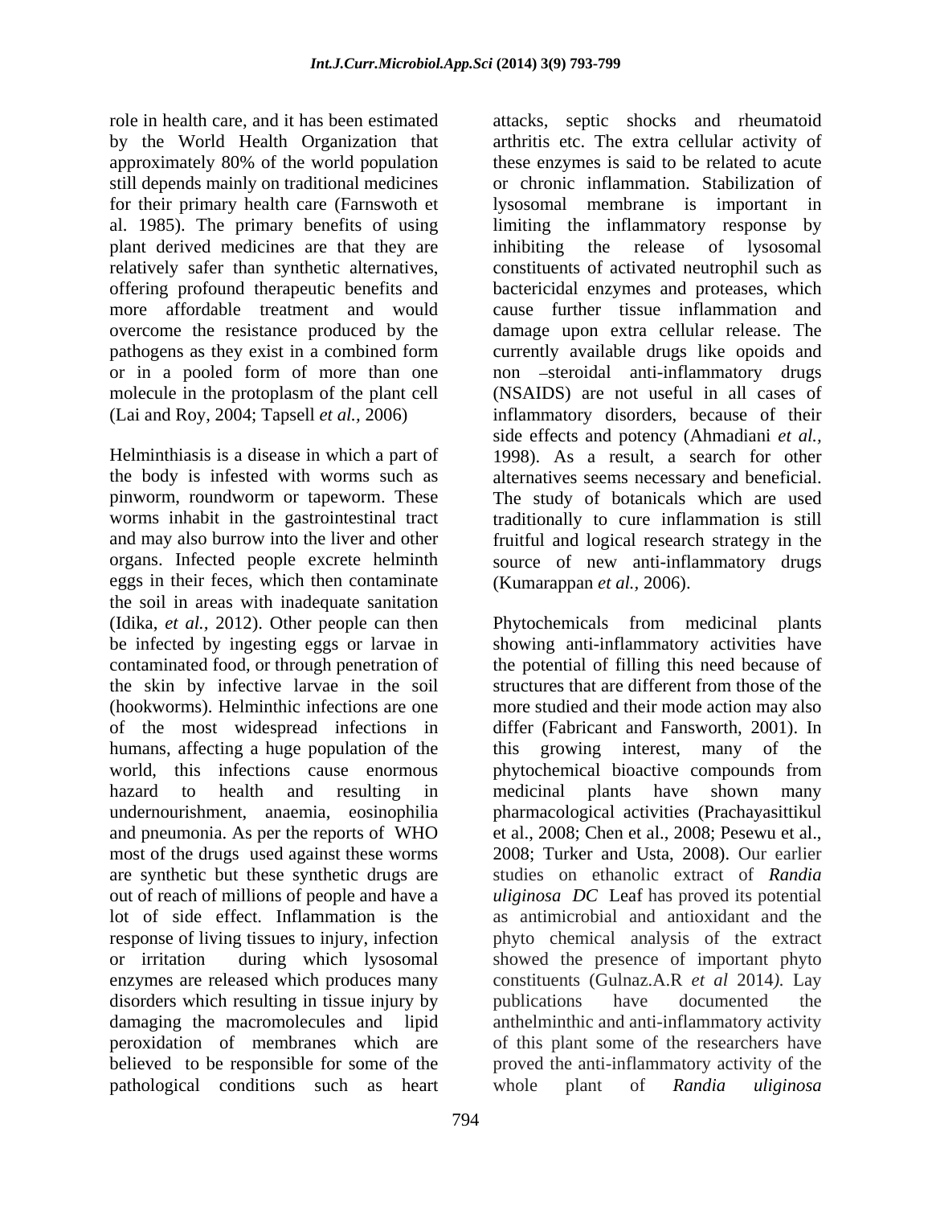role in health care, and it has been estimated by the World Health Organization that approximately 80% of the world population still depends mainly on traditional medicines for their primary health care (Farnswoth et al. 1985). The primary benefits of using plant derived medicines are that they are relatively safer than synthetic alternatives, offering profound therapeutic benefits and more affordable treatment and would overcome the resistance produced by the pathogens as they exist in a combined form or in a pooled form of more than one molecule in the protoplasm of the plant cell (Lai and Roy, 2004; Tapsell *et al.,* 2006)

Helminthiasis is a disease in which a part of the body is infested with worms such as pinworm, roundworm or tapeworm. These worms inhabit in the gastrointestinal tract and may also burrow into the liver and other organs. Infected people excrete helminth eggs in their feces, which then contaminate the soil in areas with inadequate sanitation (Idika, *et al.,* 2012). Other people can then be infected by ingesting eggs or larvae in contaminated food, or through penetration of the skin by infective larvae in the soil (hookworms). Helminthic infections are one of the most widespread infections in humans, affecting a huge population of the world, this infections cause enormous hazard to health and resulting in undernourishment, anaemia, eosinophilia and pneumonia. As per the reports of WHO most of the drugs used against these worms are synthetic but these synthetic drugs are out of reach of millions of people and have a lot of side effect. Inflammation is the response of living tissues to injury, infection or irritation during which lysosomal enzymes are released which produces many disorders which resulting in tissue injury by damaging the macromolecules and lipid peroxidation of membranes which are believed to be responsible for some of the pathological conditions such as heart attacks, septic shocks and rheumatoid arthritis etc. The extra cellular activity of these enzymes is said to be related to acute or chronic inflammation. Stabilization of lysosomal membrane is important in limiting the inflammatory response by inhibiting the release of lysosomal constituents of activated neutrophil such as bactericidal enzymes and proteases, which cause further tissue inflammation and damage upon extra cellular release. The currently available drugs like opoids and non –steroidal anti-inflammatory drugs (NSAIDS) are not useful in all cases of inflammatory disorders, because of their side effects and potency (Ahmadiani *et al.,* 1998). As a result, a search for other alternatives seems necessary and beneficial. The study of botanicals which are used traditionally to cure inflammation is still fruitful and logical research strategy in the source of new anti-inflammatory drugs (Kumarappan *et al.,* 2006).

Phytochemicals from medicinal plants showing anti-inflammatory activities have the potential of filling this need because of structures that are different from those of the more studied and their mode action may also differ (Fabricant and Fansworth, 2001). In this growing interest, many of the phytochemical bioactive compounds from medicinal plants have shown many pharmacological activities (Prachayasittikul et al., 2008; Chen et al., 2008; Pesewu et al., 2008; Turker and Usta, 2008). Our earlier studies on ethanolic extract of *Randia uliginosa DC* Leaf has proved its potential as antimicrobial and antioxidant and the phyto chemical analysis of the extract showed the presence of important phyto constituents (Gulnaz.A.R *et al* 2014). Lay publications have documented the anthelminthic and anti-inflammatory activity of this plant some of the researchers have proved the anti-inflammatory activity of the whole plant of *Randia uliginosa*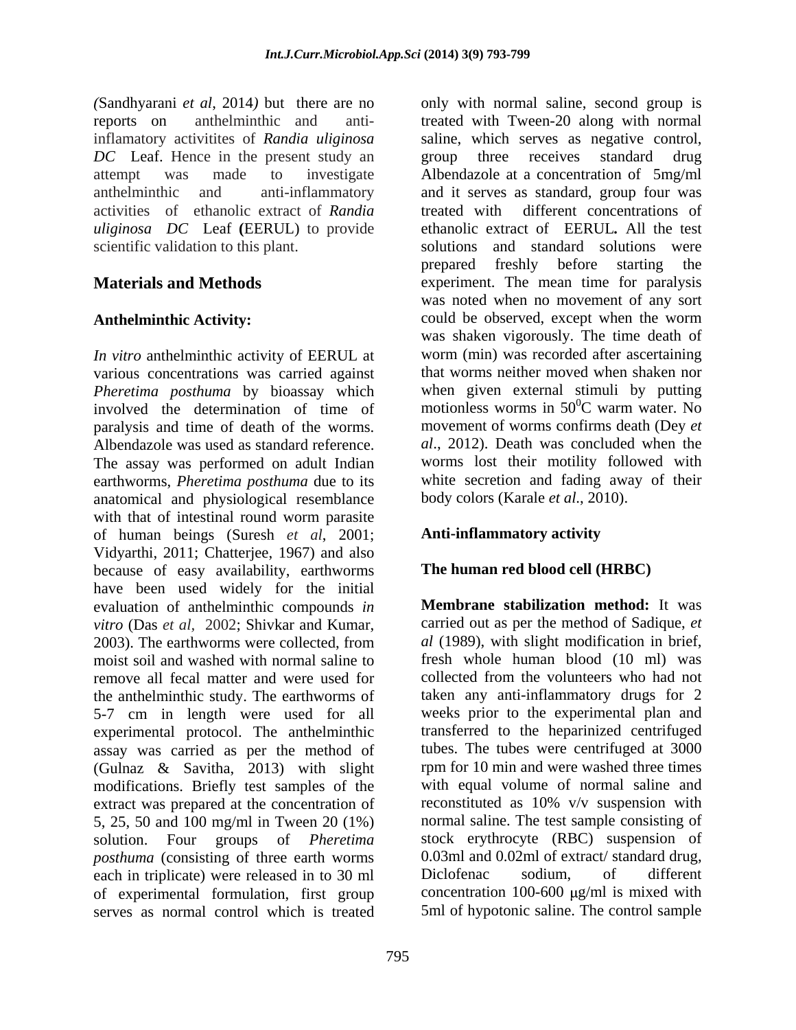*(*Sandhyarani *et al*, 2014*)* but there are no reports on anthelminthic and anti-inflamatory activitites of *Randia uliginosa DC* Leaf. Hence in the present study an attempt was made to investigate anthelminthic and anti-inflammatory activities of ethanolic extract of *Randia uliginosa DC* Leaf **(**EERUL) to provide scientific validation to this plant.

## Materials and Methods

### Anthelminthic Activity:

*In vitro* anthelminthic activity of EERUL at various concentrations was carried against *Pheretima posthuma* by bioassay which involved the determination of time of paralysis and time of death of the worms. Albendazole was used as standard reference. The assay was performed on adult Indian earthworms, *Pheretima posthuma* due to its anatomical and physiological resemblance with that of intestinal round worm parasite of human beings (Suresh *et al*, 2001; Vidyarthi, 2011; Chatterjee, 1967) and also because of easy availability, earthworms have been used widely for the initial evaluation of anthelminthic compounds *in vitro* (Das *et al,* 2002; Shivkar and Kumar, 2003). The earthworms were collected, from moist soil and washed with normal saline to remove all fecal matter and were used for the anthelminthic study. The earthworms of 5-7 cm in length were used for all experimental protocol. The anthelminthic assay was carried as per the method of (Gulnaz & Savitha, 2013) with slight modifications. Briefly test samples of the extract was prepared at the concentration of 5, 25, 50 and 100 mg/ml in Tween 20 (1%) solution. Four groups of *Pheretima posthuma* (consisting of three earth worms each in triplicate) were released in to 30 ml of experimental formulation, first group serves as normal control which is treated only with normal saline, second group is treated with Tween-20 along with normal saline, which serves as negative control, group three receives standard drug Albendazole at a concentration of 5mg/ml and it serves as standard, group four was treated with different concentrations of ethanolic extract of EERUL**.** All the test solutions and standard solutions were prepared freshly before starting the experiment. The mean time for paralysis was noted when no movement of any sort could be observed, except when the worm was shaken vigorously. The time death of worm (min) was recorded after ascertaining that worms neither moved when shaken nor when given external stimuli by putting motionless worms in $50^0$C warm water. No movement of worms confirms death (Dey *et al*., 2012). Death was concluded when the worms lost their motility followed with white secretion and fading away of their body colors (Karale *et al*., 2010).

### Anti-inflammatory activity

### The human red blood cell (HRBC)

**Membrane stabilization method:** It was carried out as per the method of Sadique, *et al* (1989), with slight modification in brief, fresh whole human blood (10 ml) was collected from the volunteers who had not taken any anti-inflammatory drugs for 2 weeks prior to the experimental plan and transferred to the heparinized centrifuged tubes. The tubes were centrifuged at 3000 rpm for 10 min and were washed three times with equal volume of normal saline and reconstituted as 10% v/v suspension with normal saline. The test sample consisting of stock erythrocyte (RBC) suspension of 0.03ml and 0.02ml of extract/ standard drug, Diclofenac sodium, of different concentration 100-600 μg/ml is mixed with 5ml of hypotonic saline. The control sample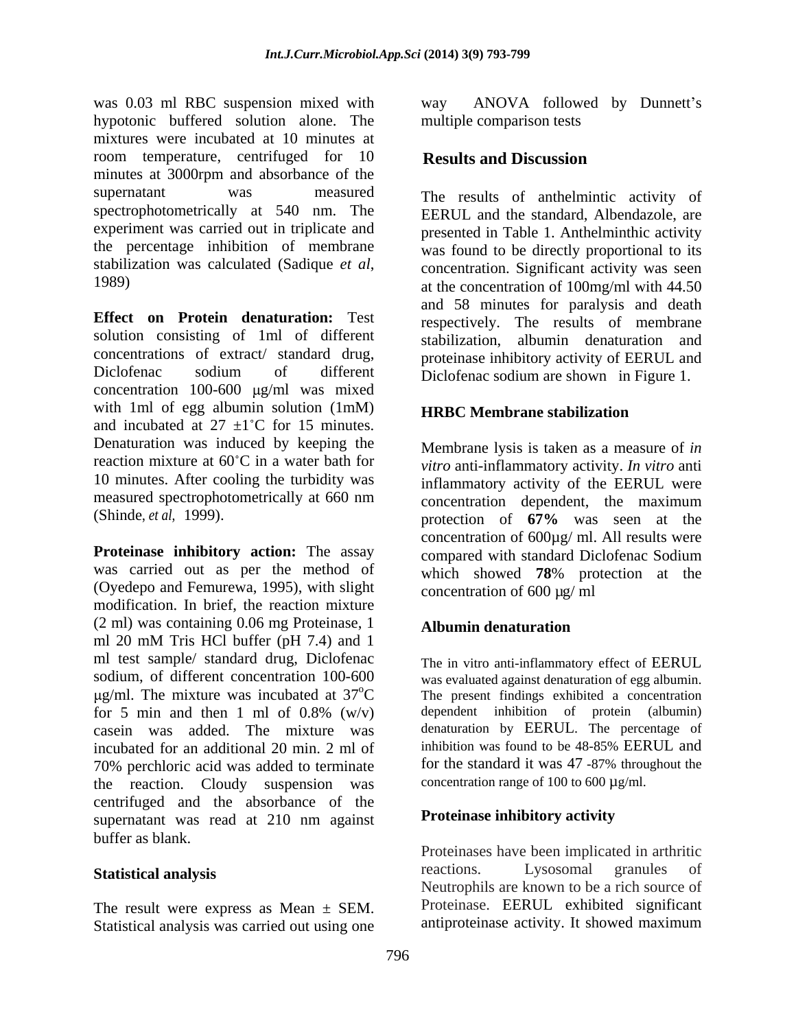was 0.03 ml RBC suspension mixed with hypotonic buffered solution alone. The mixtures were incubated at 10 minutes at room temperature, centrifuged for 10 minutes at 3000rpm and absorbance of the supernatant was measured spectrophotometrically at 540 nm. The experiment was carried out in triplicate and the percentage inhibition of membrane stabilization was calculated (Sadique *et al,* 1989)

**Effect on Protein denaturation:** Test solution consisting of 1ml of different concentrations of extract/ standard drug, Diclofenac sodium of different concentration 100-600 μg/ml was mixed with 1ml of egg albumin solution (1mM) and incubated at 27 ±1˚C for 15 minutes. Denaturation was induced by keeping the reaction mixture at 60˚C in a water bath for 10 minutes. After cooling the turbidity was measured spectrophotometrically at 660 nm (Shinde, *et al,* 1999).

**Proteinase inhibitory action:** The assay was carried out as per the method of (Oyedepo and Femurewa, 1995), with slight modification. In brief, the reaction mixture (2 ml) was containing 0.06 mg Proteinase, 1 ml 20 mM Tris HCl buffer (pH 7.4) and 1 ml test sample/ standard drug, Diclofenac sodium, of different concentration 100-600 μg/ml. The mixture was incubated at 37$^{o}$C for 5 min and then 1 ml of 0.8% (w/v) casein was added. The mixture was incubated for an additional 20 min. 2 ml of 70% perchloric acid was added to terminate the reaction. Cloudy suspension was centrifuged and the absorbance of the supernatant was read at 210 nm against buffer as blank.

## Statistical analysis

The result were express as Mean ± SEM. Statistical analysis was carried out using one way ANOVA followed by Dunnett's multiple comparison tests

## Results and Discussion

The results of anthelmintic activity of EERUL and the standard, Albendazole, are presented in Table 1. Anthelminthic activity was found to be directly proportional to its concentration. Significant activity was seen at the concentration of 100mg/ml with 44.50 and 58 minutes for paralysis and death respectively. The results of membrane stabilization, albumin denaturation and proteinase inhibitory activity of EERUL and Diclofenac sodium are shown in Figure 1.

### HRBC Membrane stabilization

Membrane lysis is taken as a measure of *in vitro* anti-inflammatory activity. *In vitro* anti inflammatory activity of the EERUL were concentration dependent, the maximum protection of **67%** was seen at the concentration of 600μg/ ml. All results were compared with standard Diclofenac Sodium which showed **78**% protection at the concentration of 600 μg/ ml

### Albumin denaturation

The in vitro anti-inflammatory effect of EERUL was evaluated against denaturation of egg albumin. The present findings exhibited a concentration dependent inhibition of protein (albumin) denaturation by EERUL. The percentage of inhibition was found to be 48-85% EERUL and for the standard it was 47 -87% throughout the concentration range of 100 to 600 μg/ml.

### Proteinase inhibitory activity

Proteinases have been implicated in arthritic reactions. Lysosomal granules of Neutrophils are known to be a rich source of Proteinase. EERUL exhibited significant antiproteinase activity. It showed maximum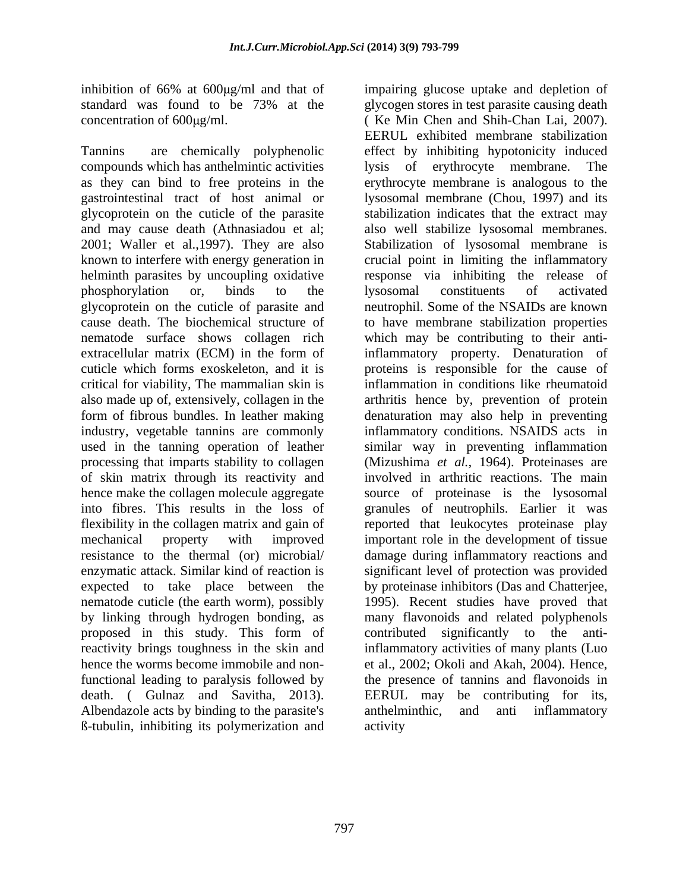inhibition of 66% at 600μg/ml and that of standard was found to be 73% at the concentration of 600μg/ml.

Tannins are chemically polyphenolic compounds which has anthelmintic activities as they can bind to free proteins in the gastrointestinal tract of host animal or glycoprotein on the cuticle of the parasite and may cause death (Athnasiadou et al; 2001; Waller et al.,1997). They are also known to interfere with energy generation in helminth parasites by uncoupling oxidative phosphorylation or, binds to the glycoprotein on the cuticle of parasite and cause death. The biochemical structure of nematode surface shows collagen rich extracellular matrix (ECM) in the form of cuticle which forms exoskeleton, and it is critical for viability, The mammalian skin is also made up of, extensively, collagen in the form of fibrous bundles. In leather making industry, vegetable tannins are commonly used in the tanning operation of leather processing that imparts stability to collagen of skin matrix through its reactivity and hence make the collagen molecule aggregate into fibres. This results in the loss of flexibility in the collagen matrix and gain of mechanical property with improved resistance to the thermal (or) microbial/ enzymatic attack. Similar kind of reaction is expected to take place between the nematode cuticle (the earth worm), possibly by linking through hydrogen bonding, as proposed in this study. This form of reactivity brings toughness in the skin and hence the worms become immobile and non-functional leading to paralysis followed by death. ( Gulnaz and Savitha, 2013). Albendazole acts by binding to the parasite's ß-tubulin, inhibiting its polymerization and impairing glucose uptake and depletion of glycogen stores in test parasite causing death ( Ke Min Chen and Shih-Chan Lai, 2007). EERUL exhibited membrane stabilization effect by inhibiting hypotonicity induced lysis of erythrocyte membrane. The erythrocyte membrane is analogous to the lysosomal membrane (Chou, 1997) and its stabilization indicates that the extract may also well stabilize lysosomal membranes. Stabilization of lysosomal membrane is crucial point in limiting the inflammatory response via inhibiting the release of lysosomal constituents of activated neutrophil. Some of the NSAIDs are known to have membrane stabilization properties which may be contributing to their anti-inflammatory property. Denaturation of proteins is responsible for the cause of inflammation in conditions like rheumatoid arthritis hence by, prevention of protein denaturation may also help in preventing inflammatory conditions. NSAIDS acts in similar way in preventing inflammation (Mizushima *et al.,* 1964). Proteinases are involved in arthritic reactions. The main source of proteinase is the lysosomal granules of neutrophils. Earlier it was reported that leukocytes proteinase play important role in the development of tissue damage during inflammatory reactions and significant level of protection was provided by proteinase inhibitors (Das and Chatterjee, 1995). Recent studies have proved that many flavonoids and related polyphenols contributed significantly to the anti-inflammatory activities of many plants (Luo et al., 2002; Okoli and Akah, 2004). Hence, the presence of tannins and flavonoids in EERUL may be contributing for its, anthelminthic, and anti inflammatory activity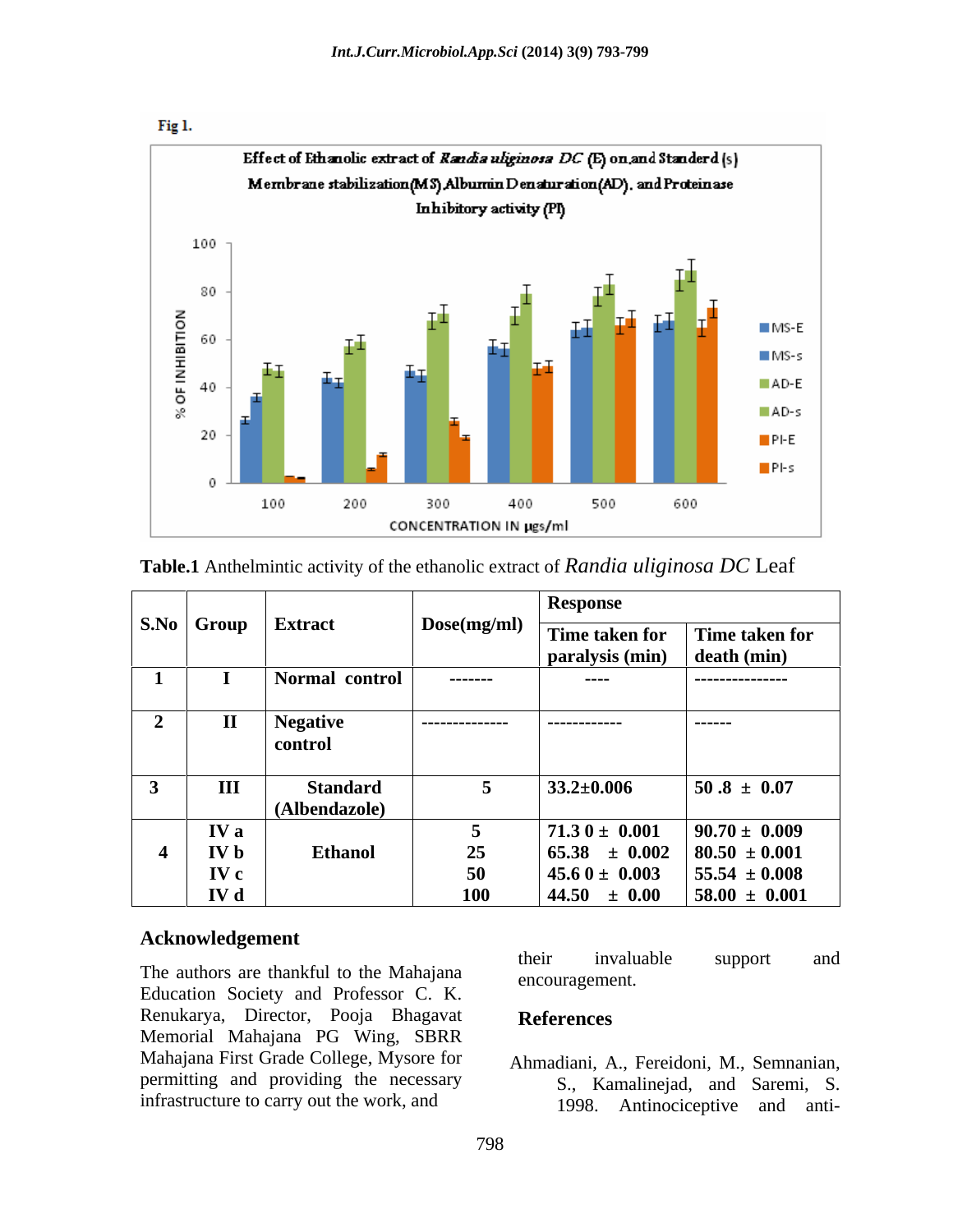Fig 1.

Effect of Ethanolic extract of *Randia uliginosa DC* (E) on,and Standerd (s) Membrane stabilization(MS) Albumin Denaturation(AD), and Proteinase Inhibitory activity (PI)

**Table.1** Anthelmintic activity of the ethanolic extract of *Randia uliginosa DC* Leaf

| S.No | Group | Extract | Dose(mg/ml) | Response | |
|---|---|---|---|---|---|
| | | | | Time taken for paralysis (min) | Time taken for death (min) |
| 1 | I | Normal control | ------- | ---- | --------------- |
| 2 | II | Negative control | -------------- | ------------ | ------ |
| 3 | III | Standard (Albendazole) | 5 | 33.2±0.006 | 50 .8 ± 0.07 |
| 4 | IV a<br>IV b<br>IV c<br>IV d | Ethanol | 5<br>25<br>50<br>100 | 71.3 0 ± 0.001<br>65.38 ± 0.002<br>45.6 0 ± 0.003<br>44.50 ± 0.00 | 90.70 ± 0.009<br>80.50 ± 0.001<br>55.54 ± 0.008<br>58.00 ± 0.001 |

## Acknowledgement

The authors are thankful to the Mahajana Education Society and Professor C. K. Renukarya, Director, Pooja Bhagavat Memorial Mahajana PG Wing, SBRR Mahajana First Grade College, Mysore for permitting and providing the necessary infrastructure to carry out the work, and their invaluable support and encouragement.

## References

Ahmadiani, A., Fereidoni, M., Semnanian, S., Kamalinejad, and Saremi, S. 1998. Antinociceptive and anti-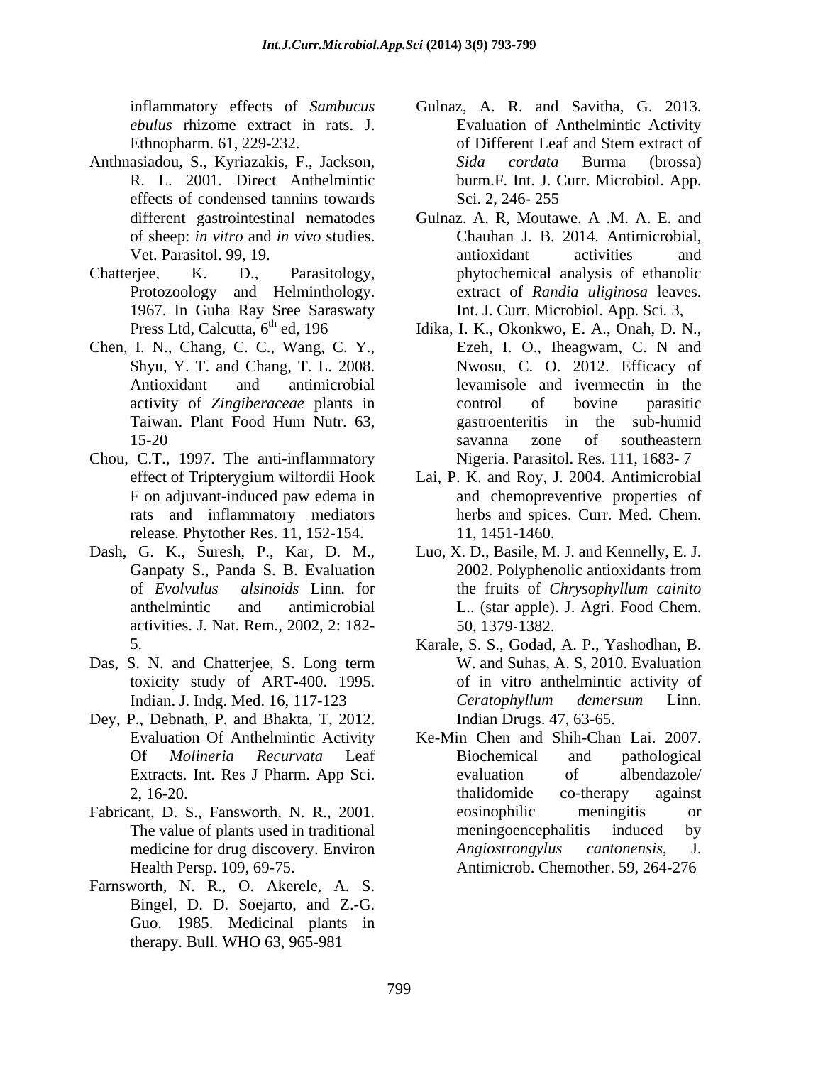inflammatory effects of *Sambucus ebulus* rhizome extract in rats. J. Ethnopharm. 61, 229-232.

Anthnasiadou, S., Kyriazakis, F., Jackson, R. L. 2001. Direct Anthelmintic effects of condensed tannins towards different gastrointestinal nematodes of sheep: *in vitro* and *in vivo* studies. Vet. Parasitol. 99, 19.

Chatterjee, K. D., Parasitology, Protozoology and Helminthology. 1967. In Guha Ray Sree Saraswaty Press Ltd, Calcutta, 6th ed, 196

Chen, I. N., Chang, C. C., Wang, C. Y., Shyu, Y. T. and Chang, T. L. 2008. Antioxidant and antimicrobial activity of *Zingiberaceae* plants in Taiwan. Plant Food Hum Nutr. 63, 15-20

Chou, C.T., 1997. The anti-inflammatory effect of Tripterygium wilfordii Hook F on adjuvant-induced paw edema in rats and inflammatory mediators release. Phytother Res. 11, 152-154.

Dash, G. K., Suresh, P., Kar, D. M., Ganpaty S., Panda S. B. Evaluation of *Evolvulus alsinoids* Linn. for anthelmintic and antimicrobial activities. J. Nat. Rem., 2002, 2: 182-5.

Das, S. N. and Chatterjee, S. Long term toxicity study of ART-400. 1995. Indian. J. Indg. Med. 16, 117-123

Dey, P., Debnath, P. and Bhakta, T, 2012. Evaluation Of Anthelmintic Activity Of *Molineria Recurvata* Leaf Extracts. Int. Res J Pharm. App Sci. 2, 16-20.

Fabricant, D. S., Fansworth, N. R., 2001. The value of plants used in traditional medicine for drug discovery. Environ Health Persp. 109, 69-75.

Farnsworth, N. R., O. Akerele, A. S. Bingel, D. D. Soejarto, and Z.-G. Guo. 1985. Medicinal plants in therapy. Bull. WHO 63, 965-981

Gulnaz, A. R. and Savitha, G. 2013. Evaluation of Anthelmintic Activity of Different Leaf and Stem extract of *Sida cordata* Burma (brossa) burm.F. Int. J. Curr. Microbiol. App. Sci. 2, 246- 255

Gulnaz. A. R, Moutawe. A .M. A. E. and Chauhan J. B. 2014. Antimicrobial, antioxidant activities and phytochemical analysis of ethanolic extract of *Randia uliginosa* leaves. Int. J. Curr. Microbiol. App. Sci. 3,

Idika, I. K., Okonkwo, E. A., Onah, D. N., Ezeh, I. O., Iheagwam, C. N and Nwosu, C. O. 2012. Efficacy of levamisole and ivermectin in the control of bovine parasitic gastroenteritis in the sub-humid savanna zone of southeastern Nigeria. Parasitol. Res. 111, 1683- 7

Lai, P. K. and Roy, J. 2004. Antimicrobial and chemopreventive properties of herbs and spices. Curr. Med. Chem. 11, 1451-1460.

Luo, X. D., Basile, M. J. and Kennelly, E. J. 2002. Polyphenolic antioxidants from the fruits of *Chrysophyllum cainito* L.. (star apple). J. Agri. Food Chem. 50, 1379-1382.

Karale, S. S., Godad, A. P., Yashodhan, B. W. and Suhas, A. S, 2010. Evaluation of in vitro anthelmintic activity of *Ceratophyllum demersum* Linn. Indian Drugs. 47, 63-65.

Ke-Min Chen and Shih-Chan Lai. 2007. Biochemical and pathological evaluation of albendazole/ thalidomide co-therapy against eosinophilic meningitis or meningoencephalitis induced by *Angiostrongylus cantonensis*, J. Antimicrob. Chemother. 59, 264-276